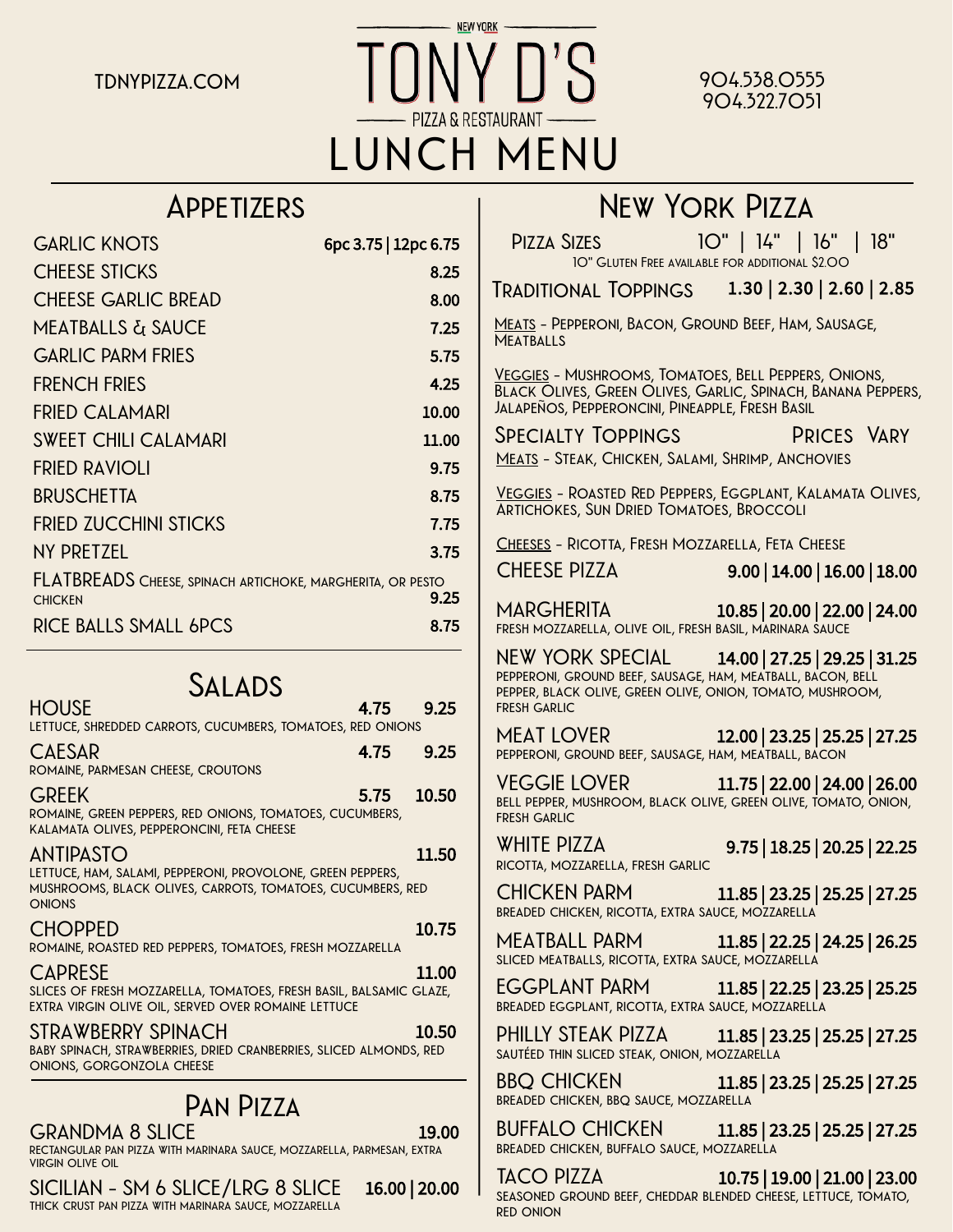TDNYPIZZA.COM

# NEW YORK TONY D'S PIZZA & RESTAURANT

# LUNCH MENU

904.338.0555
904.322.7051

## Appetizers

| Item | Price |
| --- | --- |
| GARLIC KNOTS | 6pc 3.75 \| 12pc 6.75 |
| CHEESE STICKS | 8.25 |
| CHEESE GARLIC BREAD | 8.00 |
| MEATBALLS & SAUCE | 7.25 |
| GARLIC PARM FRIES | 5.75 |
| FRENCH FRIES | 4.25 |
| FRIED CALAMARI | 10.00 |
| SWEET CHILI CALAMARI | 11.00 |
| FRIED RAVIOLI | 9.75 |
| BRUSCHETTA | 8.75 |
| FRIED ZUCCHINI STICKS | 7.75 |
| NY PRETZEL | 3.75 |
| FLATBREADS Cheese, Spinach Artichoke, Margherita, or Pesto Chicken | 9.25 |
| RICE BALLS SMALL 6PCS | 8.75 |

## Salads

**HOUSE** 4.75 | 9.25
Lettuce, Shredded Carrots, Cucumbers, Tomatoes, Red Onions

**CAESAR** 4.75 | 9.25
Romaine, Parmesan Cheese, Croutons

**GREEK** 5.75 | 10.50
Romaine, Green Peppers, Red Onions, Tomatoes, Cucumbers, Kalamata Olives, Pepperoncini, Feta Cheese

**ANTIPASTO** 11.50
Lettuce, Ham, Salami, Pepperoni, Provolone, Green Peppers, Mushrooms, Black Olives, Carrots, Tomatoes, Cucumbers, Red Onions

**CHOPPED** 10.75
Romaine, Roasted Red Peppers, Tomatoes, Fresh Mozzarella

**CAPRESE** 11.00
Slices of Fresh Mozzarella, Tomatoes, Fresh Basil, Balsamic Glaze, Extra Virgin Olive Oil, Served over Romaine Lettuce

**STRAWBERRY SPINACH** 10.50
Baby Spinach, Strawberries, Dried Cranberries, Sliced Almonds, Red Onions, Gorgonzola Cheese

## Pan Pizza

**GRANDMA 8 SLICE** 19.00
Rectangular Pan Pizza with Marinara Sauce, Mozzarella, Parmesan, Extra Virgin Olive Oil

**SICILIAN - SM 6 SLICE/LRG 8 SLICE** 16.00 | 20.00
Thick Crust Pan Pizza with Marinara Sauce, Mozzarella

## New York Pizza

| | 10" | 14" | 16" | 18" |
| --- | --- | --- | --- | --- |
| Pizza Sizes | 10" | 14" | 16" | 18" |
| Traditional Toppings | 1.30 | 2.30 | 2.60 | 2.85 |

10" Gluten Free available for additional $2.00

Meats - Pepperoni, Bacon, Ground Beef, Ham, Sausage, Meatballs

Veggies - Mushrooms, Tomatoes, Bell Peppers, Onions, Black Olives, Green Olives, Garlic, Spinach, Banana Peppers, Jalapeños, Pepperoncini, Pineapple, Fresh Basil

**Specialty Toppings** Prices Vary

Meats - Steak, Chicken, Salami, Shrimp, Anchovies

Veggies - Roasted Red Peppers, Eggplant, Kalamata Olives, Artichokes, Sun Dried Tomatoes, Broccoli

Cheeses - Ricotta, Fresh Mozzarella, Feta Cheese

**CHEESE PIZZA** 9.00 | 14.00 | 16.00 | 18.00

**MARGHERITA** 10.85 | 20.00 | 22.00 | 24.00
Fresh Mozzarella, Olive Oil, Fresh Basil, Marinara Sauce

**NEW YORK SPECIAL** 14.00 | 27.25 | 29.25 | 31.25
Pepperoni, Ground Beef, Sausage, Ham, Meatball, Bacon, Bell Pepper, Black Olive, Green Olive, Onion, Tomato, Mushroom, Fresh Garlic

**MEAT LOVER** 12.00 | 23.25 | 25.25 | 27.25
Pepperoni, Ground Beef, Sausage, Ham, Meatball, Bacon

**VEGGIE LOVER** 11.75 | 22.00 | 24.00 | 26.00
Bell Pepper, Mushroom, Black Olive, Green Olive, Tomato, Onion, Fresh Garlic

**WHITE PIZZA** 9.75 | 18.25 | 20.25 | 22.25
Ricotta, Mozzarella, Fresh Garlic

**CHICKEN PARM** 11.85 | 23.25 | 25.25 | 27.25
Breaded Chicken, Ricotta, Extra Sauce, Mozzarella

**MEATBALL PARM** 11.85 | 22.25 | 24.25 | 26.25
Sliced Meatballs, Ricotta, Extra Sauce, Mozzarella

**EGGPLANT PARM** 11.85 | 22.25 | 23.25 | 25.25
Breaded Eggplant, Ricotta, Extra Sauce, Mozzarella

**PHILLY STEAK PIZZA** 11.85 | 23.25 | 25.25 | 27.25
Sautéed Thin Sliced Steak, Onion, Mozzarella

**BBQ CHICKEN** 11.85 | 23.25 | 25.25 | 27.25
Breaded Chicken, BBQ Sauce, Mozzarella

**BUFFALO CHICKEN** 11.85 | 23.25 | 25.25 | 27.25
Breaded Chicken, Buffalo Sauce, Mozzarella

**TACO PIZZA** 10.75 | 19.00 | 21.00 | 23.00
Seasoned Ground Beef, Cheddar Blended Cheese, Lettuce, Tomato, Red Onion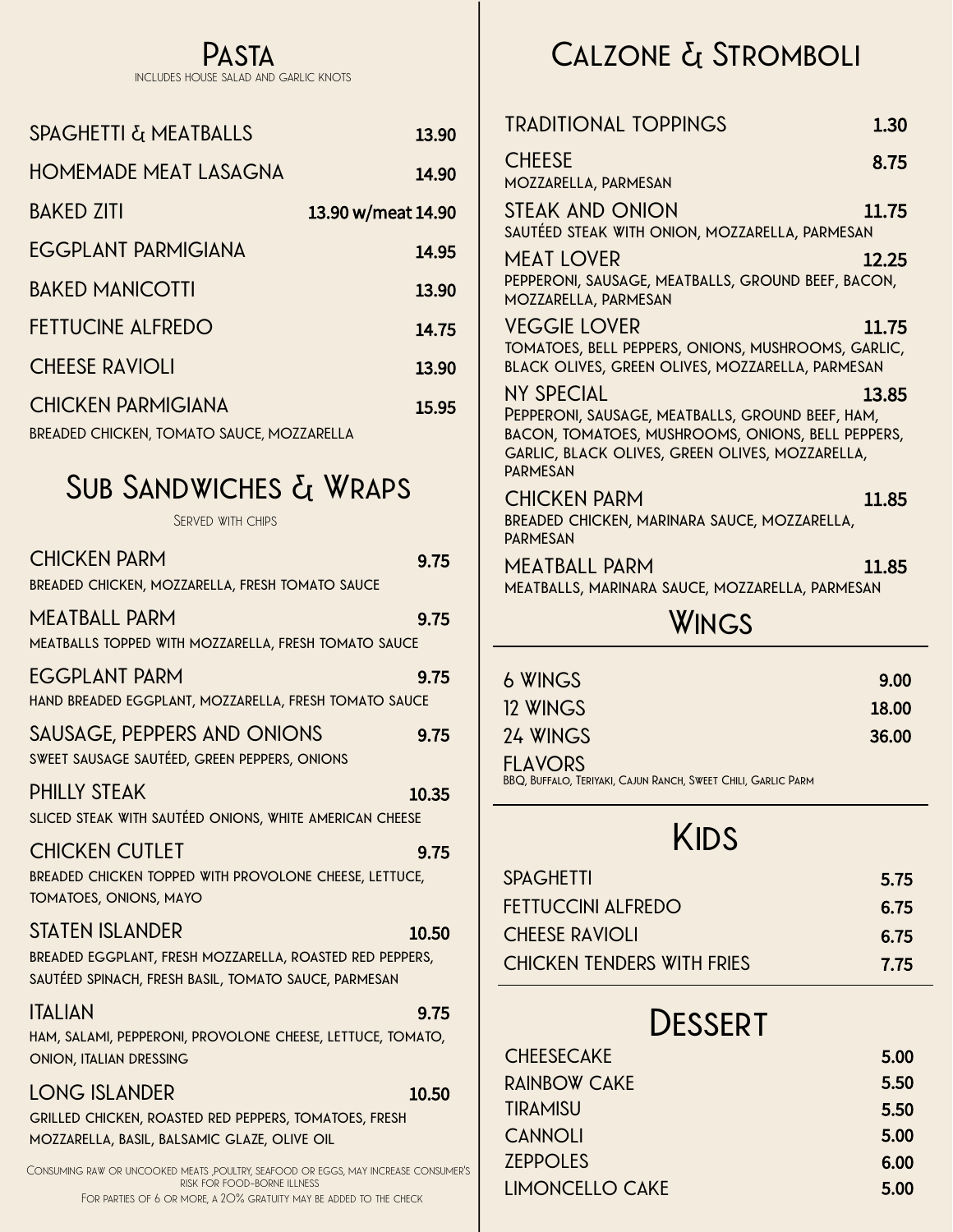## Pasta

Includes house salad and garlic knots

| | |
|---|---|
| SPAGHETTI & MEATBALLS | 13.90 |
| HOMEMADE MEAT LASAGNA | 14.90 |
| BAKED ZITI | 13.90 w/meat 14.90 |
| EGGPLANT PARMIGIANA | 14.95 |
| BAKED MANICOTTI | 13.90 |
| FETTUCINE ALFREDO | 14.75 |
| CHEESE RAVIOLI | 13.90 |
| CHICKEN PARMIGIANA | 15.95 |

Breaded chicken, tomato sauce, mozzarella

## Sub Sandwiches & Wraps

Served with chips

**CHICKEN PARM** 9.75
Breaded chicken, mozzarella, fresh tomato sauce

**MEATBALL PARM** 9.75
Meatballs topped with mozzarella, fresh tomato sauce

**EGGPLANT PARM** 9.75
Hand breaded eggplant, mozzarella, fresh tomato sauce

**SAUSAGE, PEPPERS AND ONIONS** 9.75
Sweet sausage sautéed, green peppers, onions

**PHILLY STEAK** 10.35
Sliced steak with sautéed onions, white american cheese

**CHICKEN CUTLET** 9.75
Breaded chicken topped with provolone cheese, lettuce, tomatoes, onions, mayo

**STATEN ISLANDER** 10.50
Breaded eggplant, fresh mozzarella, roasted red peppers, sautéed spinach, fresh basil, tomato sauce, parmesan

**ITALIAN** 9.75
Ham, salami, pepperoni, provolone cheese, lettuce, tomato, onion, italian dressing

**LONG ISLANDER** 10.50
Grilled chicken, roasted red peppers, tomatoes, fresh mozzarella, basil, balsamic glaze, olive oil

Consuming raw or uncooked meats ,poultry, seafood or eggs, may increase consumer's risk for food-borne illness

For parties of 6 or more, a 20% gratuity may be added to the check

## Calzone & Stromboli

**TRADITIONAL TOPPINGS** 1.30

**CHEESE** 8.75
Mozzarella, parmesan

**STEAK AND ONION** 11.75
Sautéed steak with onion, mozzarella, parmesan

**MEAT LOVER** 12.25
Pepperoni, sausage, meatballs, ground beef, bacon, mozzarella, parmesan

**VEGGIE LOVER** 11.75
Tomatoes, bell peppers, onions, mushrooms, garlic, black olives, green olives, mozzarella, parmesan

**NY SPECIAL** 13.85
Pepperoni, sausage, meatballs, ground beef, ham, bacon, tomatoes, mushrooms, onions, bell peppers, garlic, black olives, green olives, mozzarella, parmesan

**CHICKEN PARM** 11.85
Breaded chicken, marinara sauce, mozzarella, parmesan

**MEATBALL PARM** 11.85
Meatballs, marinara sauce, mozzarella, parmesan

## Wings

| | |
|---|---|
| 6 WINGS | 9.00 |
| 12 WINGS | 18.00 |
| 24 WINGS | 36.00 |

**FLAVORS**
BBQ, Buffalo, Teriyaki, Cajun Ranch, Sweet Chili, Garlic Parm

## Kids

| | |
|---|---|
| SPAGHETTI | 5.75 |
| FETTUCCINI ALFREDO | 6.75 |
| CHEESE RAVIOLI | 6.75 |
| CHICKEN TENDERS WITH FRIES | 7.75 |

## Dessert

| | |
|---|---|
| CHEESECAKE | 5.00 |
| RAINBOW CAKE | 5.50 |
| TIRAMISU | 5.50 |
| CANNOLI | 5.00 |
| ZEPPOLES | 6.00 |
| LIMONCELLO CAKE | 5.00 |